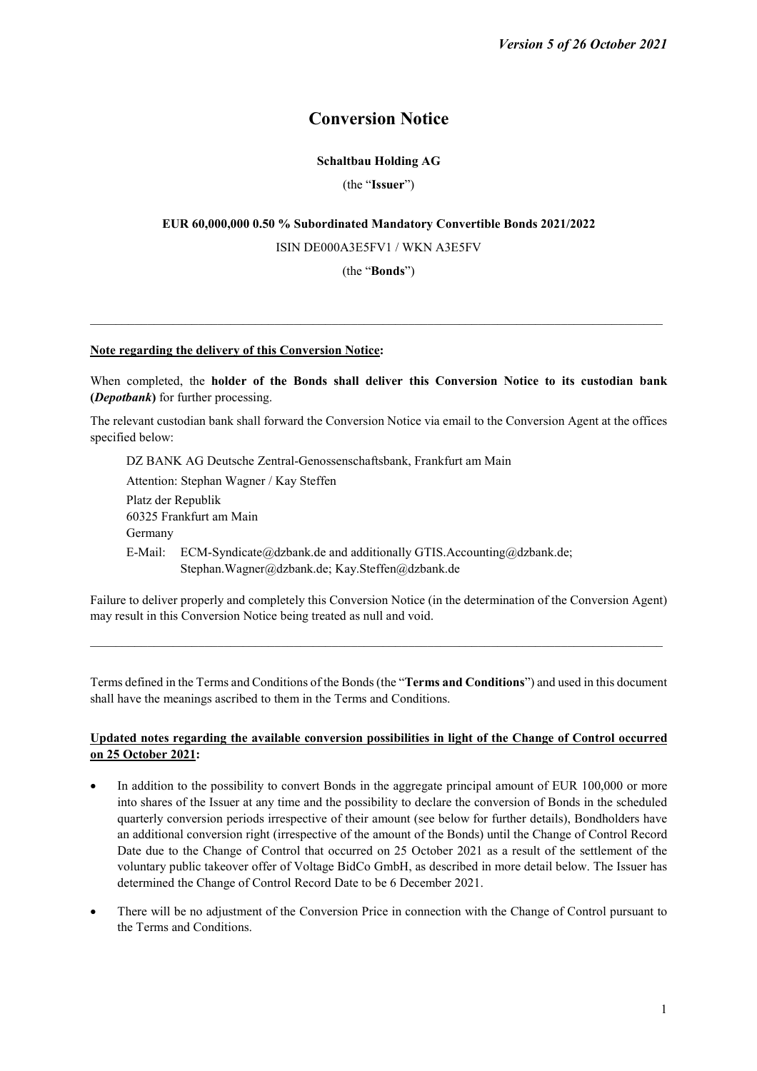*Version 5 of 26 October 2021*

# Conversion Notice

**Schaltbau Holding AG**

(the "**Issuer**")

**EUR 60,000,000 0.50 % Subordinated Mandatory Convertible Bonds 2021/2022**

ISIN DE000A3E5FV1 / WKN A3E5FV

(the "**Bonds**")

---

**Note regarding the delivery of this Conversion Notice:**

When completed, the **holder of the Bonds shall deliver this Conversion Notice to its custodian bank (*Depotbank*)** for further processing.

The relevant custodian bank shall forward the Conversion Notice via email to the Conversion Agent at the offices specified below:

DZ BANK AG Deutsche Zentral-Genossenschaftsbank, Frankfurt am Main
Attention: Stephan Wagner / Kay Steffen
Platz der Republik
60325 Frankfurt am Main
Germany
E-Mail: ECM-Syndicate@dzbank.de and additionally GTIS.Accounting@dzbank.de; Stephan.Wagner@dzbank.de; Kay.Steffen@dzbank.de

Failure to deliver properly and completely this Conversion Notice (in the determination of the Conversion Agent) may result in this Conversion Notice being treated as null and void.

---

Terms defined in the Terms and Conditions of the Bonds (the "**Terms and Conditions**") and used in this document shall have the meanings ascribed to them in the Terms and Conditions.

**Updated notes regarding the available conversion possibilities in light of the Change of Control occurred on 25 October 2021:**

- In addition to the possibility to convert Bonds in the aggregate principal amount of EUR 100,000 or more into shares of the Issuer at any time and the possibility to declare the conversion of Bonds in the scheduled quarterly conversion periods irrespective of their amount (see below for further details), Bondholders have an additional conversion right (irrespective of the amount of the Bonds) until the Change of Control Record Date due to the Change of Control that occurred on 25 October 2021 as a result of the settlement of the voluntary public takeover offer of Voltage BidCo GmbH, as described in more detail below. The Issuer has determined the Change of Control Record Date to be 6 December 2021.
- There will be no adjustment of the Conversion Price in connection with the Change of Control pursuant to the Terms and Conditions.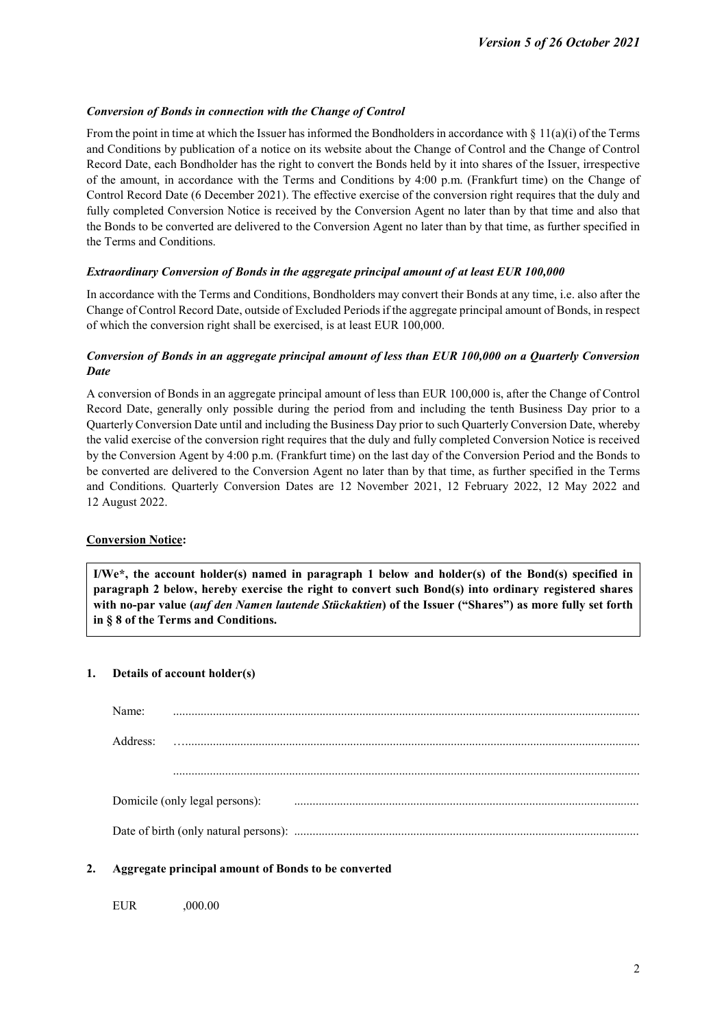*Version 5 of 26 October 2021*

***Conversion of Bonds in connection with the Change of Control***

From the point in time at which the Issuer has informed the Bondholders in accordance with § 11(a)(i) of the Terms and Conditions by publication of a notice on its website about the Change of Control and the Change of Control Record Date, each Bondholder has the right to convert the Bonds held by it into shares of the Issuer, irrespective of the amount, in accordance with the Terms and Conditions by 4:00 p.m. (Frankfurt time) on the Change of Control Record Date (6 December 2021). The effective exercise of the conversion right requires that the duly and fully completed Conversion Notice is received by the Conversion Agent no later than by that time and also that the Bonds to be converted are delivered to the Conversion Agent no later than by that time, as further specified in the Terms and Conditions.

***Extraordinary Conversion of Bonds in the aggregate principal amount of at least EUR 100,000***

In accordance with the Terms and Conditions, Bondholders may convert their Bonds at any time, i.e. also after the Change of Control Record Date, outside of Excluded Periods if the aggregate principal amount of Bonds, in respect of which the conversion right shall be exercised, is at least EUR 100,000.

***Conversion of Bonds in an aggregate principal amount of less than EUR 100,000 on a Quarterly Conversion Date***

A conversion of Bonds in an aggregate principal amount of less than EUR 100,000 is, after the Change of Control Record Date, generally only possible during the period from and including the tenth Business Day prior to a Quarterly Conversion Date until and including the Business Day prior to such Quarterly Conversion Date, whereby the valid exercise of the conversion right requires that the duly and fully completed Conversion Notice is received by the Conversion Agent by 4:00 p.m. (Frankfurt time) on the last day of the Conversion Period and the Bonds to be converted are delivered to the Conversion Agent no later than by that time, as further specified in the Terms and Conditions. Quarterly Conversion Dates are 12 November 2021, 12 February 2022, 12 May 2022 and 12 August 2022.

**Conversion Notice:**

**I/We*, the account holder(s) named in paragraph 1 below and holder(s) of the Bond(s) specified in paragraph 2 below, hereby exercise the right to convert such Bond(s) into ordinary registered shares with no-par value (*auf den Namen lautende Stückaktien*) of the Issuer ("Shares") as more fully set forth in § 8 of the Terms and Conditions.**

**1. Details of account holder(s)**

Name: .......................................................................................................................................

Address: …..................................................................................................................................

.......................................................................................................................................

Domicile (only legal persons): ................................................................................................

Date of birth (only natural persons): ................................................................................................

**2. Aggregate principal amount of Bonds to be converted**

EUR ,000.00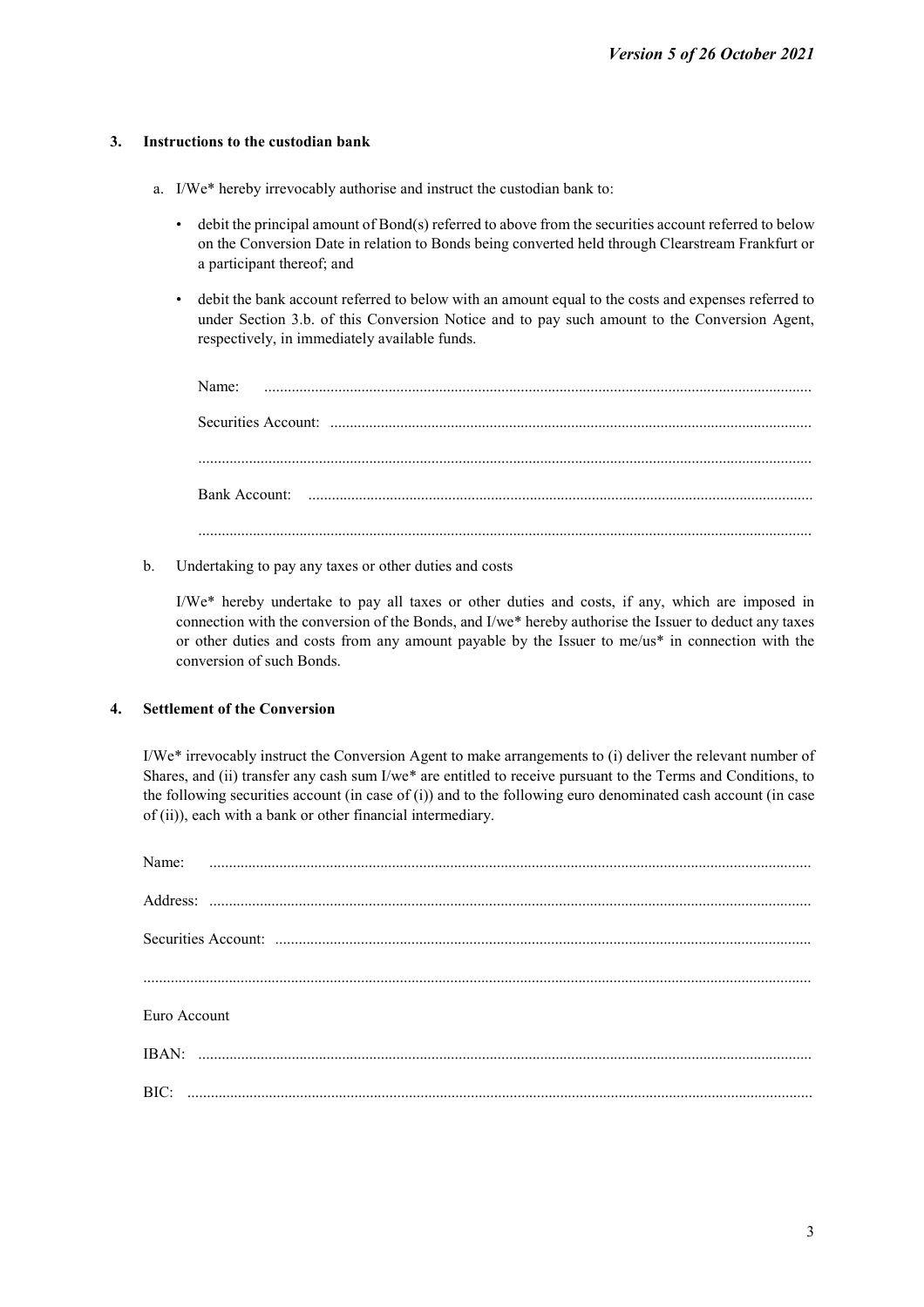### 3. Instructions to the custodian bank

a. I/We* hereby irrevocably authorise and instruct the custodian bank to:

- debit the principal amount of Bond(s) referred to above from the securities account referred to below on the Conversion Date in relation to Bonds being converted held through Clearstream Frankfurt or a participant thereof; and
- debit the bank account referred to below with an amount equal to the costs and expenses referred to under Section 3.b. of this Conversion Notice and to pay such amount to the Conversion Agent, respectively, in immediately available funds.

Name: ..........................................................................................................................................

Securities Account: ..........................................................................................................................

..........................................................................................................................................................

Bank Account: ................................................................................................................................

..........................................................................................................................................................

b. Undertaking to pay any taxes or other duties and costs

I/We* hereby undertake to pay all taxes or other duties and costs, if any, which are imposed in connection with the conversion of the Bonds, and I/we* hereby authorise the Issuer to deduct any taxes or other duties and costs from any amount payable by the Issuer to me/us* in connection with the conversion of such Bonds.

### 4. Settlement of the Conversion

I/We* irrevocably instruct the Conversion Agent to make arrangements to (i) deliver the relevant number of Shares, and (ii) transfer any cash sum I/we* are entitled to receive pursuant to the Terms and Conditions, to the following securities account (in case of (i)) and to the following euro denominated cash account (in case of (ii)), each with a bank or other financial intermediary.

Name: ..........................................................................................................................................

Address: .......................................................................................................................................

Securities Account: ..........................................................................................................................

..........................................................................................................................................................

Euro Account

IBAN: ..........................................................................................................................................

BIC: ............................................................................................................................................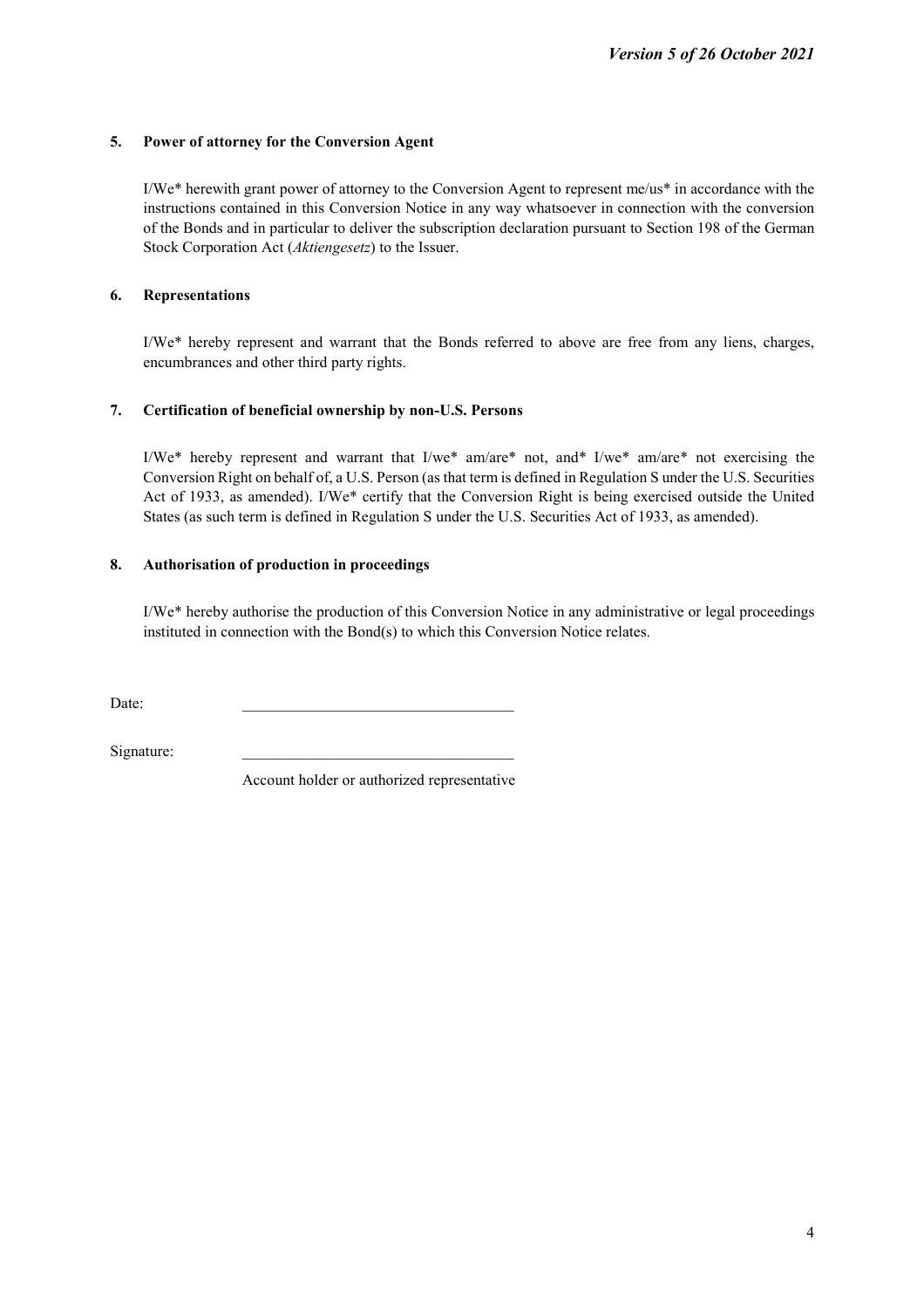## 5. Power of attorney for the Conversion Agent

I/We* herewith grant power of attorney to the Conversion Agent to represent me/us* in accordance with the instructions contained in this Conversion Notice in any way whatsoever in connection with the conversion of the Bonds and in particular to deliver the subscription declaration pursuant to Section 198 of the German Stock Corporation Act (*Aktiengesetz*) to the Issuer.

## 6. Representations

I/We* hereby represent and warrant that the Bonds referred to above are free from any liens, charges, encumbrances and other third party rights.

## 7. Certification of beneficial ownership by non-U.S. Persons

I/We* hereby represent and warrant that I/we* am/are* not, and* I/we* am/are* not exercising the Conversion Right on behalf of, a U.S. Person (as that term is defined in Regulation S under the U.S. Securities Act of 1933, as amended). I/We* certify that the Conversion Right is being exercised outside the United States (as such term is defined in Regulation S under the U.S. Securities Act of 1933, as amended).

## 8. Authorisation of production in proceedings

I/We* hereby authorise the production of this Conversion Notice in any administrative or legal proceedings instituted in connection with the Bond(s) to which this Conversion Notice relates.

Date: ___________________________________

Signature: ___________________________________

Account holder or authorized representative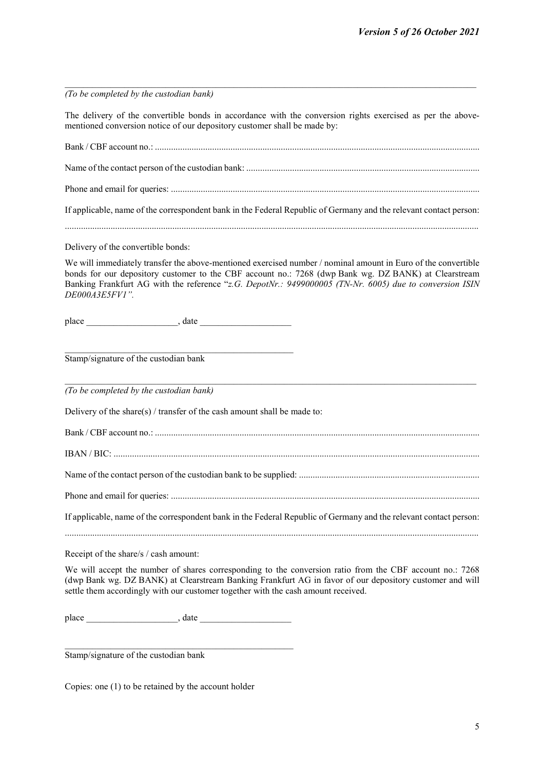*Version 5 of 26 October 2021*

---

*(To be completed by the custodian bank)*

The delivery of the convertible bonds in accordance with the conversion rights exercised as per the above-mentioned conversion notice of our depository customer shall be made by:

Bank / CBF account no.: ..............................................................................................................................................

Name of the contact person of the custodian bank: ......................................................................................................

Phone and email for queries: ......................................................................................................................................

If applicable, name of the correspondent bank in the Federal Republic of Germany and the relevant contact person:

..................................................................................................................................................................................

Delivery of the convertible bonds:

We will immediately transfer the above-mentioned exercised number / nominal amount in Euro of the convertible bonds for our depository customer to the CBF account no.: 7268 (dwp Bank wg. DZ BANK) at Clearstream Banking Frankfurt AG with the reference "*z.G. DepotNr.: 9499000005 (TN-Nr. 6005) due to conversion ISIN DE000A3E5FV1".*

place ____________________, date ____________________

____________________________________________________

Stamp/signature of the custodian bank

---

*(To be completed by the custodian bank)*

Delivery of the share(s) / transfer of the cash amount shall be made to:

Bank / CBF account no.: ..............................................................................................................................................

IBAN / BIC: ..................................................................................................................................................................

Name of the contact person of the custodian bank to be supplied: ...............................................................................

Phone and email for queries: ......................................................................................................................................

If applicable, name of the correspondent bank in the Federal Republic of Germany and the relevant contact person:

..................................................................................................................................................................................

Receipt of the share/s / cash amount:

We will accept the number of shares corresponding to the conversion ratio from the CBF account no.: 7268 (dwp Bank wg. DZ BANK) at Clearstream Banking Frankfurt AG in favor of our depository customer and will settle them accordingly with our customer together with the cash amount received.

place ____________________, date ____________________

____________________________________________________

Stamp/signature of the custodian bank

Copies: one (1) to be retained by the account holder